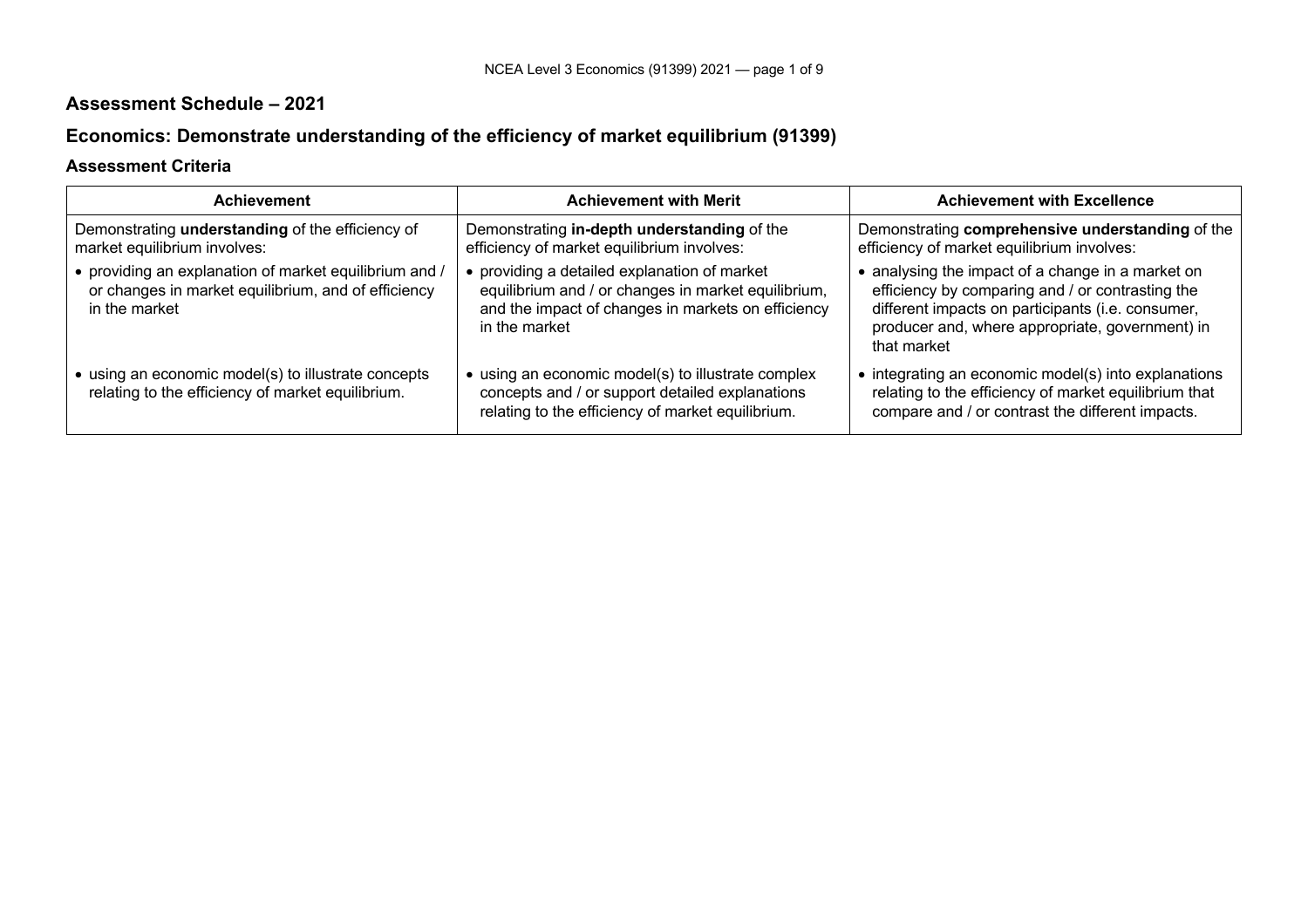## Assessment Schedule – 2021

## Economics: Demonstrate understanding of the efficiency of market equilibrium (91399)

### Assessment Criteria

| Achievement | Achievement with Merit | Achievement with Excellence |
|---|---|---|
| Demonstrating **understanding** of the efficiency of market equilibrium involves: | Demonstrating **in-depth understanding** of the efficiency of market equilibrium involves: | Demonstrating **comprehensive understanding** of the efficiency of market equilibrium involves: |
| • providing an explanation of market equilibrium and / or changes in market equilibrium, and of efficiency in the market | • providing a detailed explanation of market equilibrium and / or changes in market equilibrium, and the impact of changes in markets on efficiency in the market | • analysing the impact of a change in a market on efficiency by comparing and / or contrasting the different impacts on participants (i.e. consumer, producer and, where appropriate, government) in that market |
| • using an economic model(s) to illustrate concepts relating to the efficiency of market equilibrium. | • using an economic model(s) to illustrate complex concepts and / or support detailed explanations relating to the efficiency of market equilibrium. | • integrating an economic model(s) into explanations relating to the efficiency of market equilibrium that compare and / or contrast the different impacts. |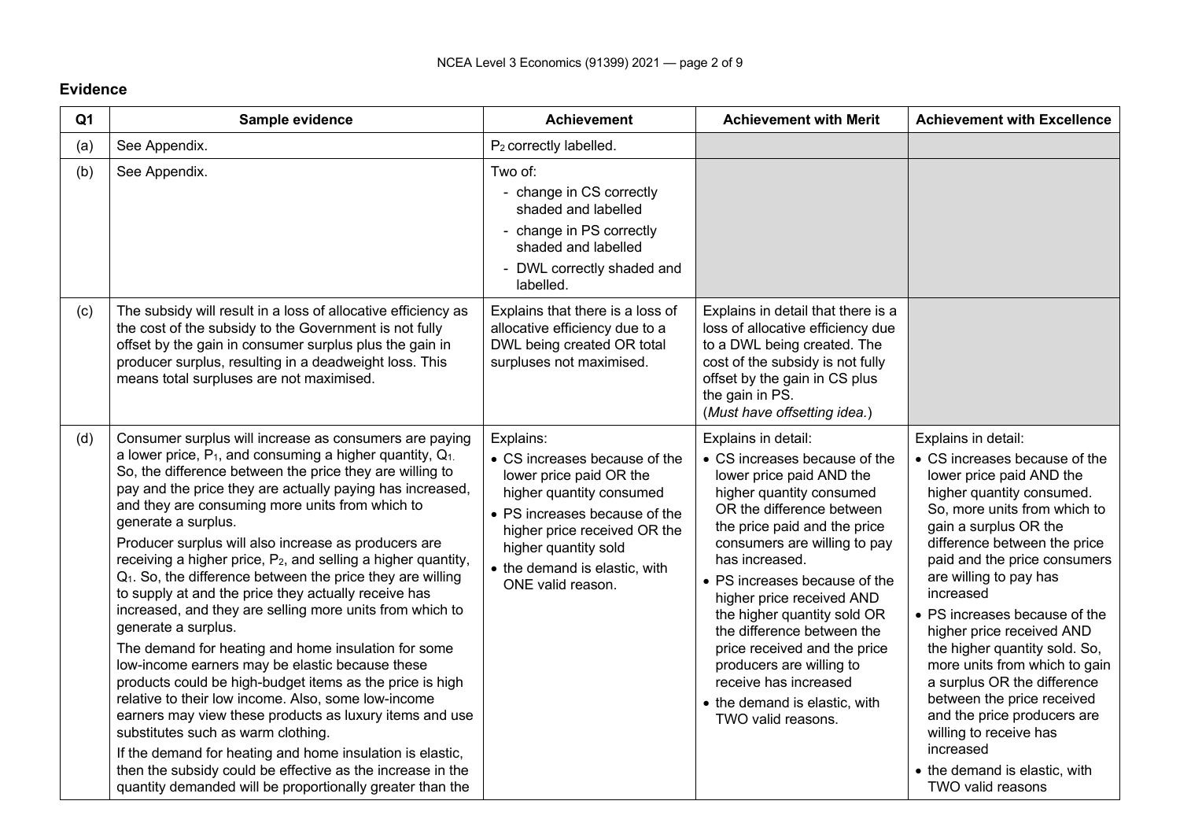## Evidence

| Q1 | Sample evidence | Achievement | Achievement with Merit | Achievement with Excellence |
|---|---|---|---|---|
| (a) | See Appendix. | $P_2$ correctly labelled. | | |
| (b) | See Appendix. | Two of:<br>- change in CS correctly shaded and labelled<br>- change in PS correctly shaded and labelled<br>- DWL correctly shaded and labelled. | | |
| (c) | The subsidy will result in a loss of allocative efficiency as the cost of the subsidy to the Government is not fully offset by the gain in consumer surplus plus the gain in producer surplus, resulting in a deadweight loss. This means total surpluses are not maximised. | Explains that there is a loss of allocative efficiency due to a DWL being created OR total surpluses not maximised. | Explains in detail that there is a loss of allocative efficiency due to a DWL being created. The cost of the subsidy is not fully offset by the gain in CS plus the gain in PS.<br>(*Must have offsetting idea.*) | |
| (d) | Consumer surplus will increase as consumers are paying a lower price, $P_1$, and consuming a higher quantity, $Q_1$. So, the difference between the price they are willing to pay and the price they are actually paying has increased, and they are consuming more units from which to generate a surplus.<br>Producer surplus will also increase as producers are receiving a higher price, $P_2$, and selling a higher quantity, $Q_1$. So, the difference between the price they are willing to supply at and the price they actually receive has increased, and they are selling more units from which to generate a surplus.<br>The demand for heating and home insulation for some low-income earners may be elastic because these products could be high-budget items as the price is high relative to their low income. Also, some low-income earners may view these products as luxury items and use substitutes such as warm clothing.<br>If the demand for heating and home insulation is elastic, then the subsidy could be effective as the increase in the quantity demanded will be proportionally greater than the | Explains:<br>• CS increases because of the lower price paid OR the higher quantity consumed<br>• PS increases because of the higher price received OR the higher quantity sold<br>• the demand is elastic, with ONE valid reason. | Explains in detail:<br>• CS increases because of the lower price paid AND the higher quantity consumed OR the difference between the price paid and the price consumers are willing to pay has increased.<br>• PS increases because of the higher price received AND the higher quantity sold OR the difference between the price received and the price producers are willing to receive has increased<br>• the demand is elastic, with TWO valid reasons. | Explains in detail:<br>• CS increases because of the lower price paid AND the higher quantity consumed. So, more units from which to gain a surplus OR the difference between the price paid and the price consumers are willing to pay has increased<br>• PS increases because of the higher price received AND the higher quantity sold. So, more units from which to gain a surplus OR the difference between the price received and the price producers are willing to receive has increased<br>• the demand is elastic, with TWO valid reasons |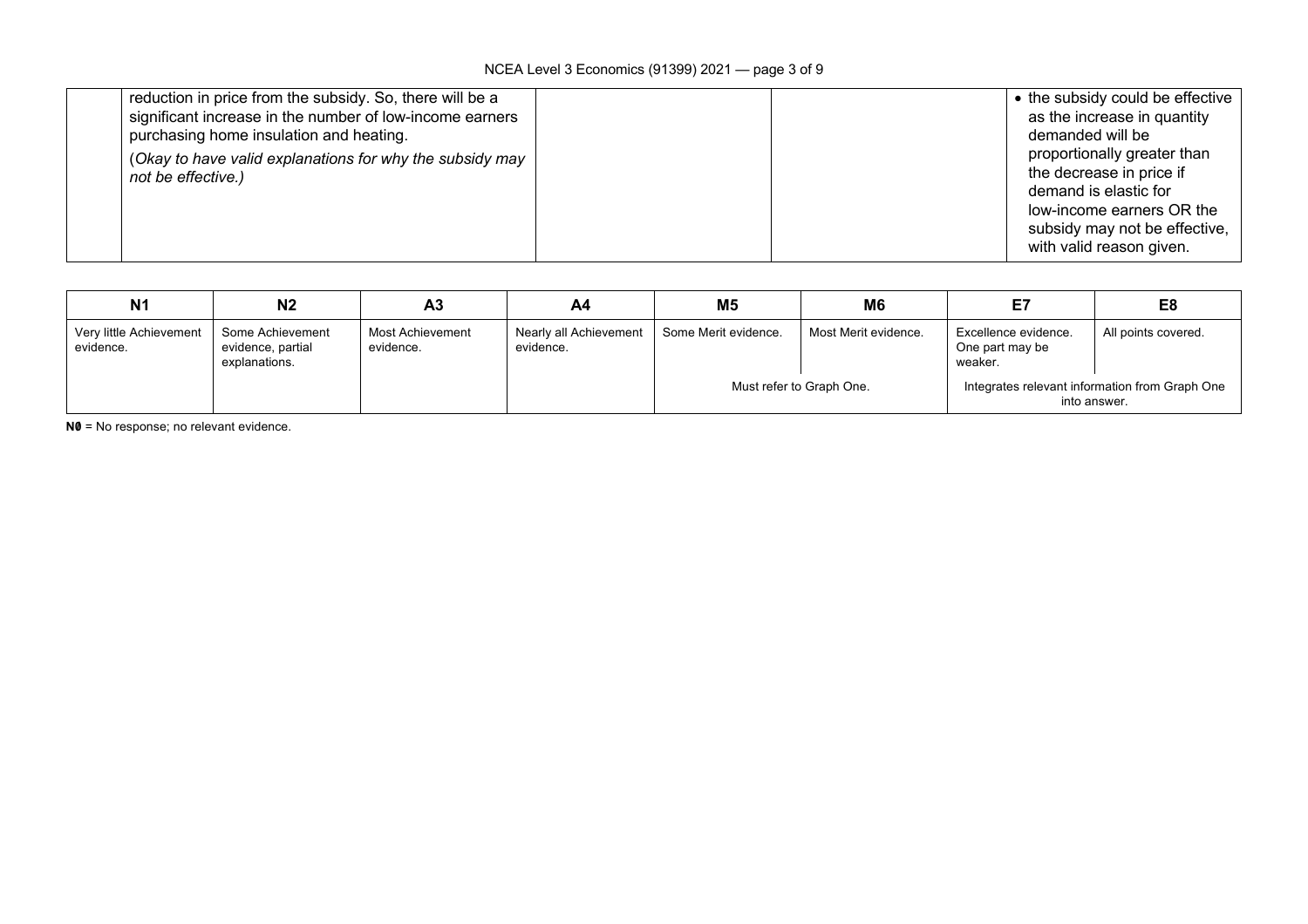| | | | |
|---|---|---|---|
| | reduction in price from the subsidy. So, there will be a significant increase in the number of low-income earners purchasing home insulation and heating.<br><br>(*Okay to have valid explanations for why the subsidy may not be effective.)* | | | • the subsidy could be effective as the increase in quantity demanded will be proportionally greater than the decrease in price if demand is elastic for low-income earners OR the subsidy may not be effective, with valid reason given. |

| N1 | N2 | A3 | A4 | M5 | M6 | E7 | E8 |
|---|---|---|---|---|---|---|---|
| Very little Achievement evidence. | Some Achievement evidence, partial explanations. | Most Achievement evidence. | Nearly all Achievement evidence. | Some Merit evidence. | Most Merit evidence. | Excellence evidence. One part may be weaker. | All points covered. |
| | | | | Must refer to Graph One. | | Integrates relevant information from Graph One into answer. | |

**N0** = No response; no relevant evidence.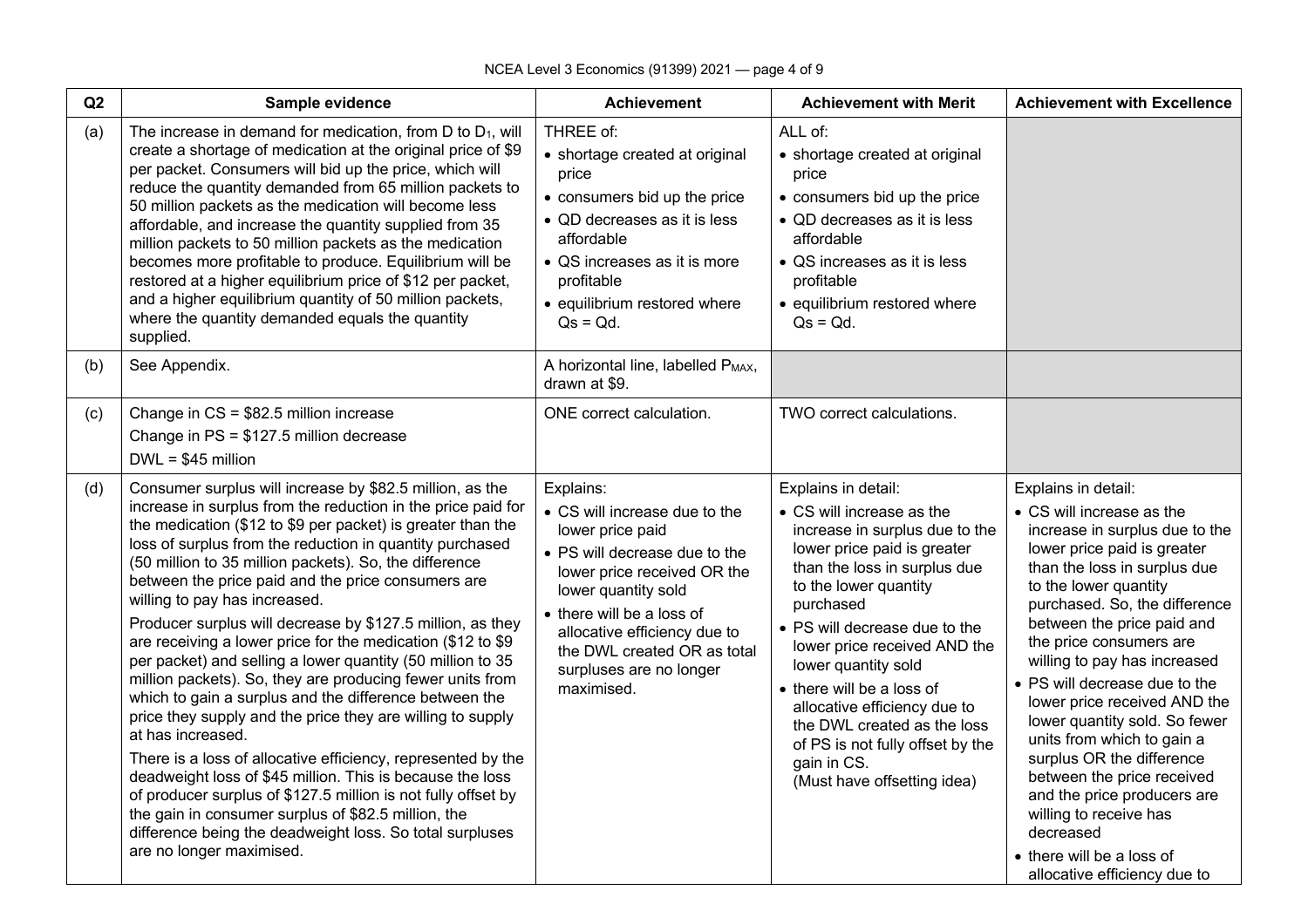| Q2 | Sample evidence | Achievement | Achievement with Merit | Achievement with Excellence |
|---|---|---|---|---|
| (a) | The increase in demand for medication, from D to $D_1$, will create a shortage of medication at the original price of $9 per packet. Consumers will bid up the price, which will reduce the quantity demanded from 65 million packets to 50 million packets as the medication will become less affordable, and increase the quantity supplied from 35 million packets to 50 million packets as the medication becomes more profitable to produce. Equilibrium will be restored at a higher equilibrium price of $12 per packet, and a higher equilibrium quantity of 50 million packets, where the quantity demanded equals the quantity supplied. | THREE of:<br>• shortage created at original price<br>• consumers bid up the price<br>• QD decreases as it is less affordable<br>• QS increases as it is more profitable<br>• equilibrium restored where Qs = Qd. | ALL of:<br>• shortage created at original price<br>• consumers bid up the price<br>• QD decreases as it is less affordable<br>• QS increases as it is less profitable<br>• equilibrium restored where Qs = Qd. | |
| (b) | See Appendix. | A horizontal line, labelled $P_{MAX}$, drawn at $9. | | |
| (c) | Change in CS = $82.5 million increase<br>Change in PS = $127.5 million decrease<br>DWL = $45 million | ONE correct calculation. | TWO correct calculations. | |
| (d) | Consumer surplus will increase by $82.5 million, as the increase in surplus from the reduction in the price paid for the medication ($12 to $9 per packet) is greater than the loss of surplus from the reduction in quantity purchased (50 million to 35 million packets). So, the difference between the price paid and the price consumers are willing to pay has increased.<br>Producer surplus will decrease by $127.5 million, as they are receiving a lower price for the medication ($12 to $9 per packet) and selling a lower quantity (50 million to 35 million packets). So, they are producing fewer units from which to gain a surplus and the difference between the price they supply and the price they are willing to supply at has increased.<br>There is a loss of allocative efficiency, represented by the deadweight loss of $45 million. This is because the loss of producer surplus of $127.5 million is not fully offset by the gain in consumer surplus of $82.5 million, the difference being the deadweight loss. So total surpluses are no longer maximised. | Explains:<br>• CS will increase due to the lower price paid<br>• PS will decrease due to the lower price received OR the lower quantity sold<br>• there will be a loss of allocative efficiency due to the DWL created OR as total surpluses are no longer maximised. | Explains in detail:<br>• CS will increase as the increase in surplus due to the lower price paid is greater than the loss in surplus due to the lower quantity purchased<br>• PS will decrease due to the lower price received AND the lower quantity sold<br>• there will be a loss of allocative efficiency due to the DWL created as the loss of PS is not fully offset by the gain in CS.<br>(Must have offsetting idea) | Explains in detail:<br>• CS will increase as the increase in surplus due to the lower price paid is greater than the loss in surplus due to the lower quantity purchased. So, the difference between the price paid and the price consumers are willing to pay has increased<br>• PS will decrease due to the lower price received AND the lower quantity sold. So fewer units from which to gain a surplus OR the difference between the price received and the price producers are willing to receive has decreased<br>• there will be a loss of allocative efficiency due to |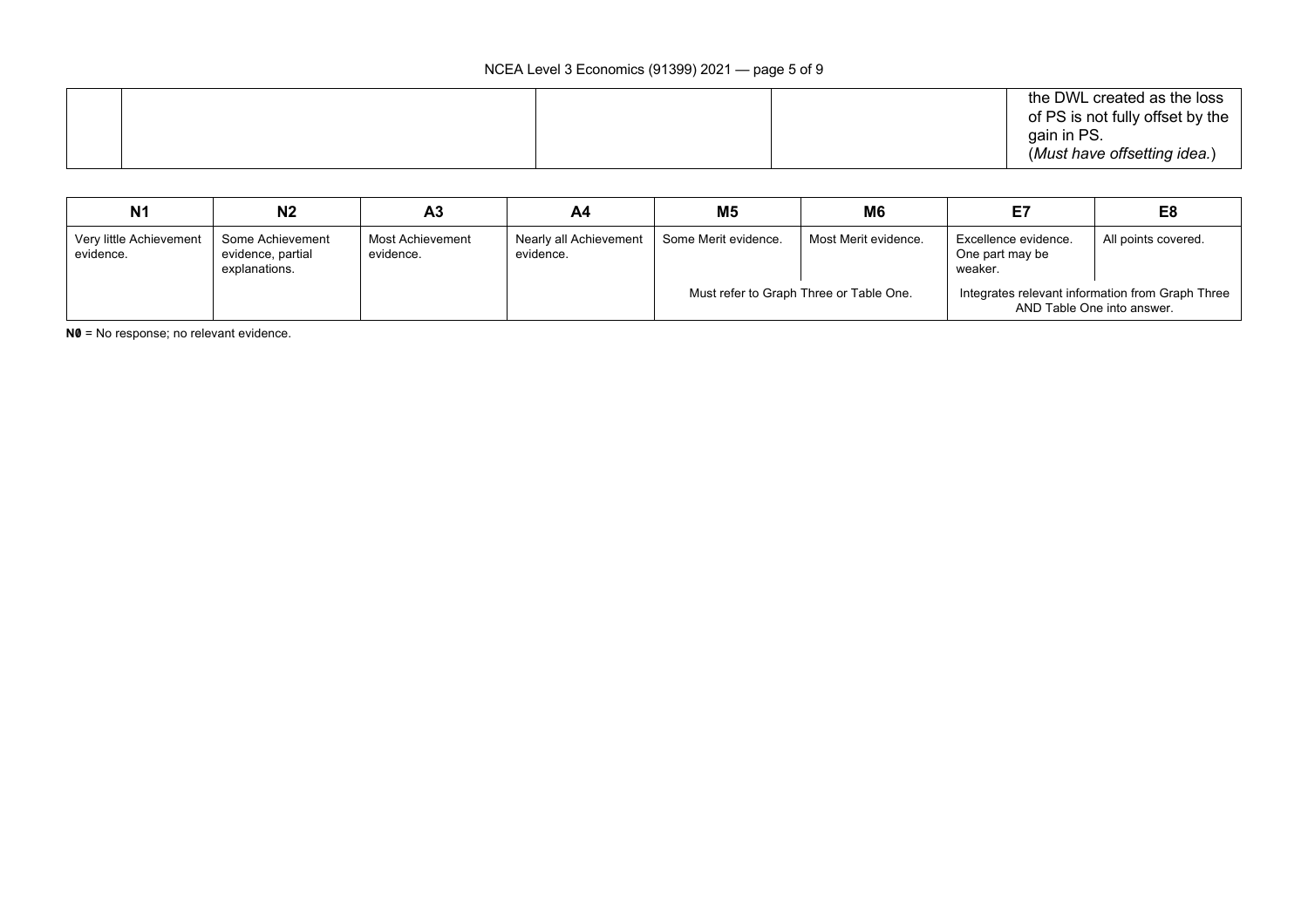| | | | | |
|---|---|---|---|---|
| | | | | the DWL created as the loss of PS is not fully offset by the gain in PS.<br>(*Must have offsetting idea.*) |

| N1 | N2 | A3 | A4 | M5 | M6 | E7 | E8 |
|---|---|---|---|---|---|---|---|
| Very little Achievement evidence. | Some Achievement evidence, partial explanations. | Most Achievement evidence. | Nearly all Achievement evidence. | Some Merit evidence. | Most Merit evidence. | Excellence evidence. One part may be weaker. | All points covered. |
| | | | | Must refer to Graph Three or Table One. | | Integrates relevant information from Graph Three AND Table One into answer. | |

**N0** = No response; no relevant evidence.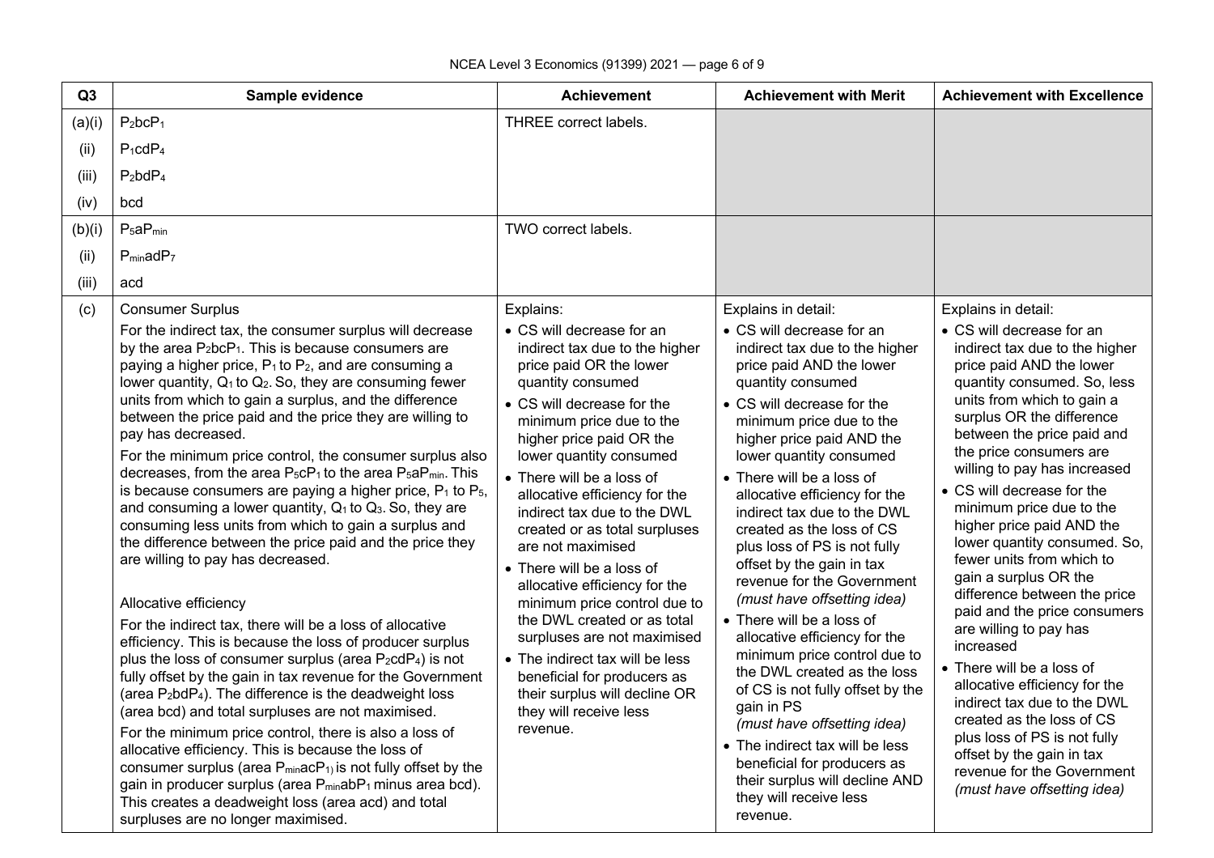| Q3 | Sample evidence | Achievement | Achievement with Merit | Achievement with Excellence |
|---|---|---|---|---|
| (a)(i) | $P_2bcP_1$ | THREE correct labels. | | |
| (ii) | $P_1cdP_4$ | | | |
| (iii) | $P_2bdP_4$ | | | |
| (iv) | bcd | | | |
| (b)(i) | $P_5aP_{min}$ | TWO correct labels. | | |
| (ii) | $P_{min}adP_7$ | | | |
| (iii) | acd | | | |
| (c) | Consumer Surplus<br>For the indirect tax, the consumer surplus will decrease by the area $P_2bcP_1$. This is because consumers are paying a higher price, $P_1$ to $P_2$, and are consuming a lower quantity, $Q_1$ to $Q_2$. So, they are consuming fewer units from which to gain a surplus, and the difference between the price paid and the price they are willing to pay has decreased.<br>For the minimum price control, the consumer surplus also decreases, from the area $P_5cP_1$ to the area $P_5aP_{min}$. This is because consumers are paying a higher price, $P_1$ to $P_5$, and consuming a lower quantity, $Q_1$ to $Q_3$. So, they are consuming less units from which to gain a surplus and the difference between the price paid and the price they are willing to pay has decreased.<br><br>Allocative efficiency<br>For the indirect tax, there will be a loss of allocative efficiency. This is because the loss of producer surplus plus the loss of consumer surplus (area $P_2cdP_4$) is not fully offset by the gain in tax revenue for the Government (area $P_2bdP_4$). The difference is the deadweight loss (area bcd) and total surpluses are not maximised.<br>For the minimum price control, there is also a loss of allocative efficiency. This is because the loss of consumer surplus (area $P_{min}acP_1$) is not fully offset by the gain in producer surplus (area $P_{min}abP_1$ minus area bcd). This creates a deadweight loss (area acd) and total surpluses are no longer maximised. | Explains:<br>• CS will decrease for an indirect tax due to the higher price paid OR the lower quantity consumed<br>• CS will decrease for the minimum price due to the higher price paid OR the lower quantity consumed<br>• There will be a loss of allocative efficiency for the indirect tax due to the DWL created or as total surpluses are not maximised<br>• There will be a loss of allocative efficiency for the minimum price control due to the DWL created or as total surpluses are not maximised<br>• The indirect tax will be less beneficial for producers as their surplus will decline OR they will receive less revenue. | Explains in detail:<br>• CS will decrease for an indirect tax due to the higher price paid AND the lower quantity consumed<br>• CS will decrease for the minimum price due to the higher price paid AND the lower quantity consumed<br>• There will be a loss of allocative efficiency for the indirect tax due to the DWL created as the loss of CS plus loss of PS is not fully offset by the gain in tax revenue for the Government *(must have offsetting idea)*<br>• There will be a loss of allocative efficiency for the minimum price control due to the DWL created as the loss of CS is not fully offset by the gain in PS *(must have offsetting idea)*<br>• The indirect tax will be less beneficial for producers as their surplus will decline AND they will receive less revenue. | Explains in detail:<br>• CS will decrease for an indirect tax due to the higher price paid AND the lower quantity consumed. So, less units from which to gain a surplus OR the difference between the price paid and the price consumers are willing to pay has increased<br>• CS will decrease for the minimum price due to the higher price paid AND the lower quantity consumed. So, fewer units from which to gain a surplus OR the difference between the price paid and the price consumers are willing to pay has increased<br>• There will be a loss of allocative efficiency for the indirect tax due to the DWL created as the loss of CS plus loss of PS is not fully offset by the gain in tax revenue for the Government *(must have offsetting idea)* |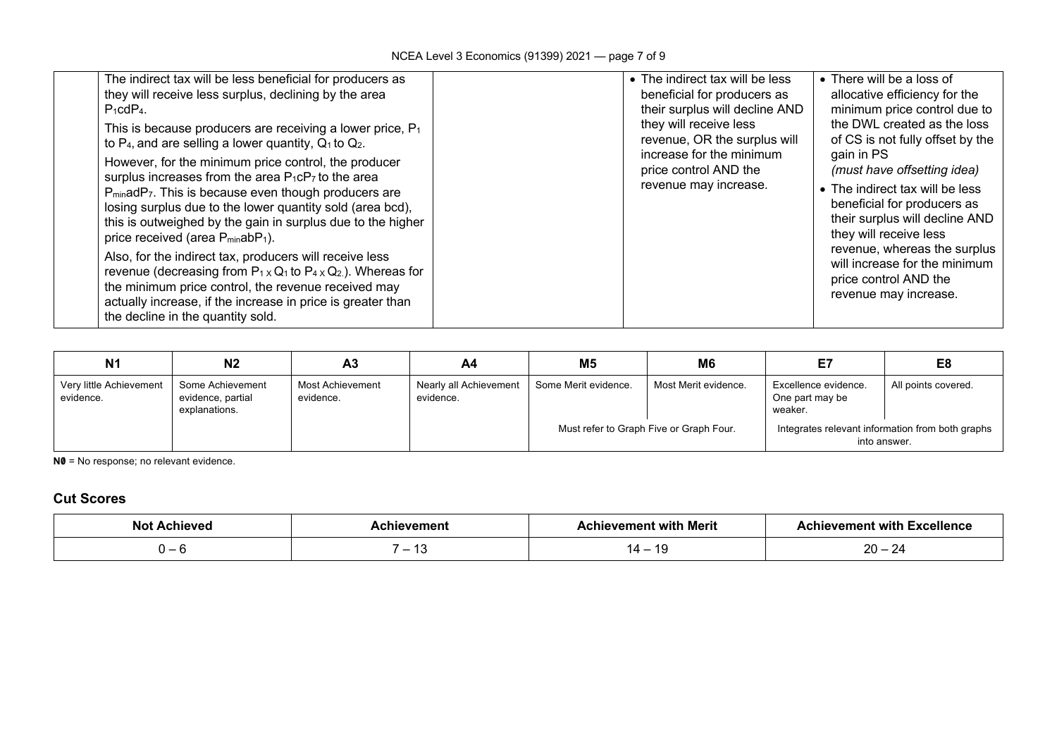| | | | | |
|---|---|---|---|---|
| | The indirect tax will be less beneficial for producers as they will receive less surplus, declining by the area $P_1cdP_4$.<br><br>This is because producers are receiving a lower price, $P_1$ to $P_4$, and are selling a lower quantity, $Q_1$ to $Q_2$.<br><br>However, for the minimum price control, the producer surplus increases from the area $P_1cP_7$ to the area $P_{min}adP_7$. This is because even though producers are losing surplus due to the lower quantity sold (area bcd), this is outweighed by the gain in surplus due to the higher price received (area $P_{min}abP_1$).<br><br>Also, for the indirect tax, producers will receive less revenue (decreasing from $P_1 \times Q_1$ to $P_4 \times Q_2$.). Whereas for the minimum price control, the revenue received may actually increase, if the increase in price is greater than the decline in the quantity sold. | | • The indirect tax will be less beneficial for producers as their surplus will decline AND they will receive less revenue, OR the surplus will increase for the minimum price control AND the revenue may increase. | • There will be a loss of allocative efficiency for the minimum price control due to the DWL created as the loss of CS is not fully offset by the gain in PS *(must have offsetting idea)*<br><br>• The indirect tax will be less beneficial for producers as their surplus will decline AND they will receive less revenue, whereas the surplus will increase for the minimum price control AND the revenue may increase. |

| N1 | N2 | A3 | A4 | M5 | M6 | E7 | E8 |
|---|---|---|---|---|---|---|---|
| Very little Achievement evidence. | Some Achievement evidence, partial explanations. | Most Achievement evidence. | Nearly all Achievement evidence. | Some Merit evidence. | Most Merit evidence. | Excellence evidence. One part may be weaker. | All points covered. |
| | | | | Must refer to Graph Five or Graph Four. | | Integrates relevant information from both graphs into answer. | |

**N0** = No response; no relevant evidence.

## Cut Scores

| Not Achieved | Achievement | Achievement with Merit | Achievement with Excellence |
|---|---|---|---|
| 0 – 6 | 7 – 13 | 14 – 19 | 20 – 24 |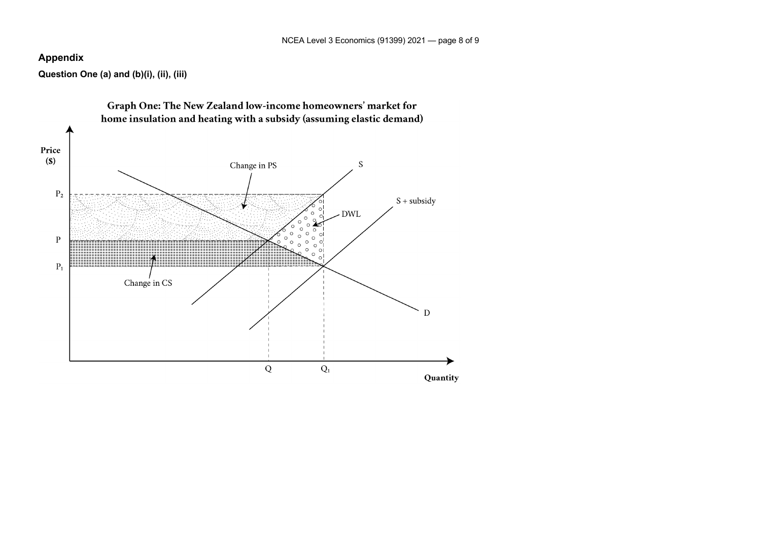## Appendix

**Question One (a) and (b)(i), (ii), (iii)**

**Graph One: The New Zealand low-income homeowners' market for home insulation and heating with a subsidy (assuming elastic demand)**

Price ($)

$P_2$

$P$

$P_1$

Change in PS

DWL

Change in CS

S

S + subsidy

D

Q

$Q_1$

Quantity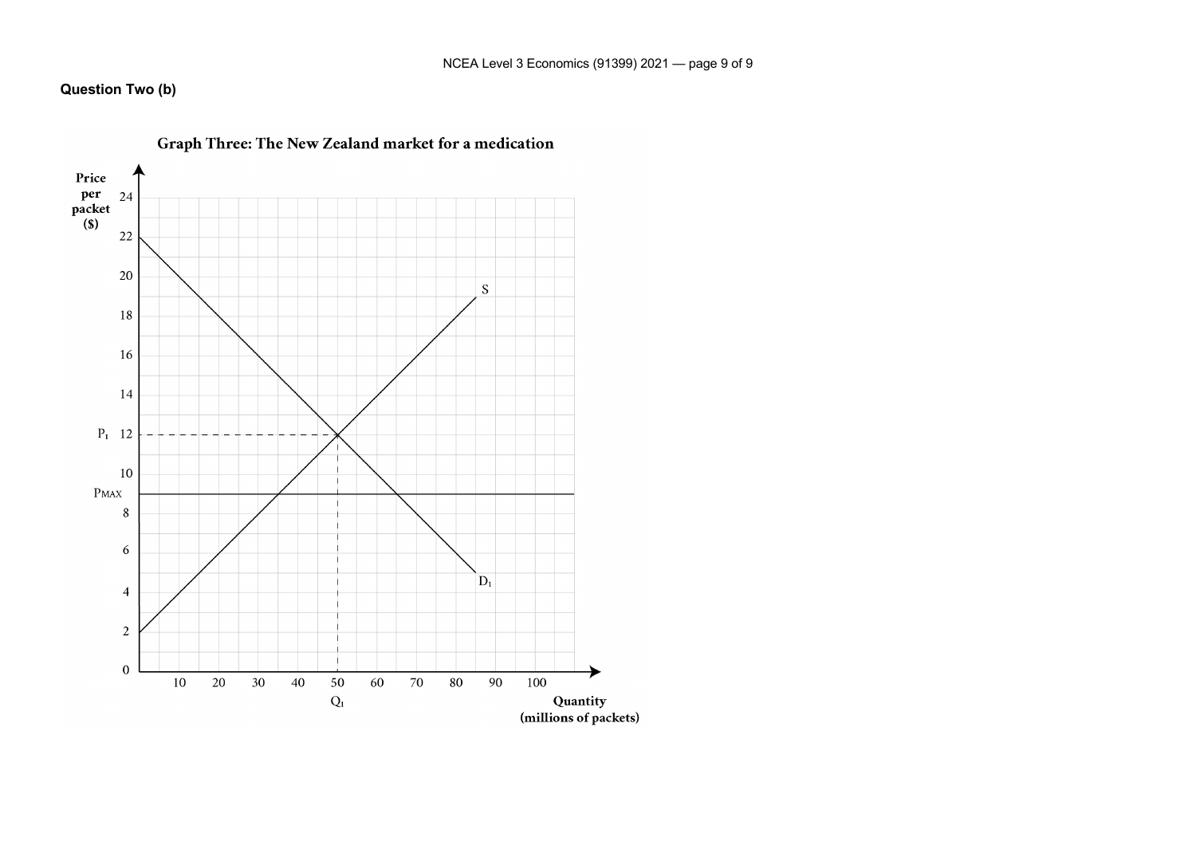**Question Two (b)**

Graph Three: The New Zealand market for a medication

Price per packet ($)

24
22
20
18
16
14
$P_1$ 12
10
PMAX
8
6
4
2
0

S

$D_1$

10 20 30 40 50 60 70 80 90 100

$Q_1$

Quantity (millions of packets)